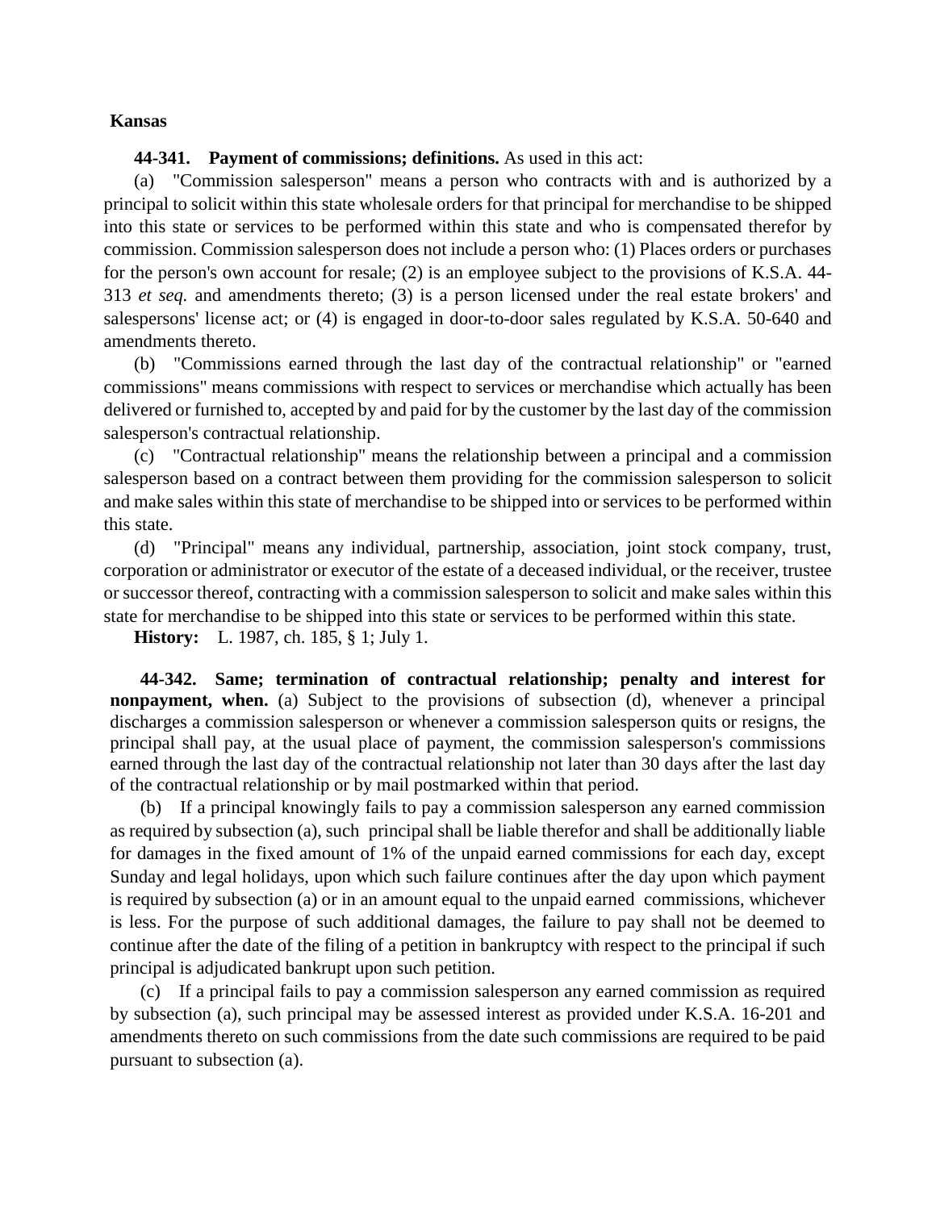**Kansas**

**44-341. Payment of commissions; definitions.** As used in this act:

(a) "Commission salesperson" means a person who contracts with and is authorized by a principal to solicit within this state wholesale orders for that principal for merchandise to be shipped into this state or services to be performed within this state and who is compensated therefor by commission. Commission salesperson does not include a person who: (1) Places orders or purchases for the person's own account for resale; (2) is an employee subject to the provisions of K.S.A. 44-313 *et seq.* and amendments thereto; (3) is a person licensed under the real estate brokers' and salespersons' license act; or (4) is engaged in door-to-door sales regulated by K.S.A. 50-640 and amendments thereto.

(b) "Commissions earned through the last day of the contractual relationship" or "earned commissions" means commissions with respect to services or merchandise which actually has been delivered or furnished to, accepted by and paid for by the customer by the last day of the commission salesperson's contractual relationship.

(c) "Contractual relationship" means the relationship between a principal and a commission salesperson based on a contract between them providing for the commission salesperson to solicit and make sales within this state of merchandise to be shipped into or services to be performed within this state.

(d) "Principal" means any individual, partnership, association, joint stock company, trust, corporation or administrator or executor of the estate of a deceased individual, or the receiver, trustee or successor thereof, contracting with a commission salesperson to solicit and make sales within this state for merchandise to be shipped into this state or services to be performed within this state.

**History:** L. 1987, ch. 185, § 1; July 1.

**44-342. Same; termination of contractual relationship; penalty and interest for nonpayment, when.** (a) Subject to the provisions of subsection (d), whenever a principal discharges a commission salesperson or whenever a commission salesperson quits or resigns, the principal shall pay, at the usual place of payment, the commission salesperson's commissions earned through the last day of the contractual relationship not later than 30 days after the last day of the contractual relationship or by mail postmarked within that period.

(b) If a principal knowingly fails to pay a commission salesperson any earned commission as required by subsection (a), such principal shall be liable therefor and shall be additionally liable for damages in the fixed amount of 1% of the unpaid earned commissions for each day, except Sunday and legal holidays, upon which such failure continues after the day upon which payment is required by subsection (a) or in an amount equal to the unpaid earned commissions, whichever is less. For the purpose of such additional damages, the failure to pay shall not be deemed to continue after the date of the filing of a petition in bankruptcy with respect to the principal if such principal is adjudicated bankrupt upon such petition.

(c) If a principal fails to pay a commission salesperson any earned commission as required by subsection (a), such principal may be assessed interest as provided under K.S.A. 16-201 and amendments thereto on such commissions from the date such commissions are required to be paid pursuant to subsection (a).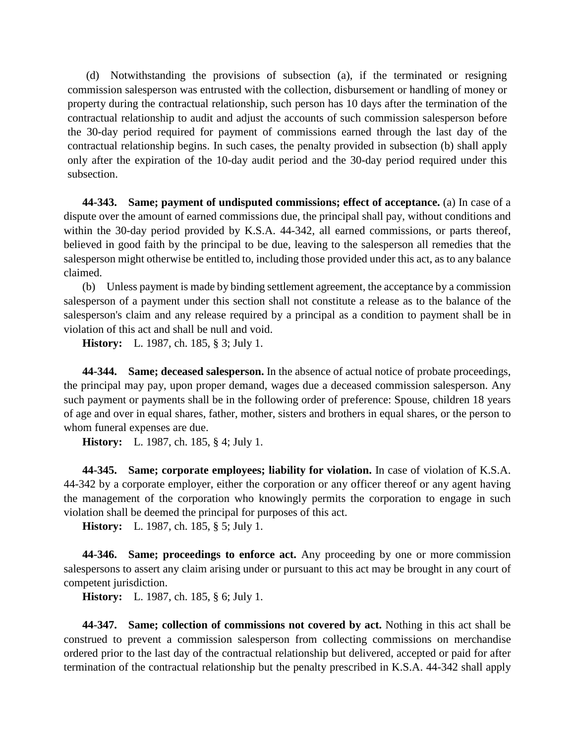(d) Notwithstanding the provisions of subsection (a), if the terminated or resigning commission salesperson was entrusted with the collection, disbursement or handling of money or property during the contractual relationship, such person has 10 days after the termination of the contractual relationship to audit and adjust the accounts of such commission salesperson before the 30-day period required for payment of commissions earned through the last day of the contractual relationship begins. In such cases, the penalty provided in subsection (b) shall apply only after the expiration of the 10-day audit period and the 30-day period required under this subsection.

**44-343. Same; payment of undisputed commissions; effect of acceptance.** (a) In case of a dispute over the amount of earned commissions due, the principal shall pay, without conditions and within the 30-day period provided by K.S.A. 44-342, all earned commissions, or parts thereof, believed in good faith by the principal to be due, leaving to the salesperson all remedies that the salesperson might otherwise be entitled to, including those provided under this act, as to any balance claimed.

(b) Unless payment is made by binding settlement agreement, the acceptance by a commission salesperson of a payment under this section shall not constitute a release as to the balance of the salesperson's claim and any release required by a principal as a condition to payment shall be in violation of this act and shall be null and void.

**History:** L. 1987, ch. 185, § 3; July 1.

**44-344. Same; deceased salesperson.** In the absence of actual notice of probate proceedings, the principal may pay, upon proper demand, wages due a deceased commission salesperson. Any such payment or payments shall be in the following order of preference: Spouse, children 18 years of age and over in equal shares, father, mother, sisters and brothers in equal shares, or the person to whom funeral expenses are due.

**History:** L. 1987, ch. 185, § 4; July 1.

**44-345. Same; corporate employees; liability for violation.** In case of violation of K.S.A. 44-342 by a corporate employer, either the corporation or any officer thereof or any agent having the management of the corporation who knowingly permits the corporation to engage in such violation shall be deemed the principal for purposes of this act.

**History:** L. 1987, ch. 185, § 5; July 1.

**44-346. Same; proceedings to enforce act.** Any proceeding by one or more commission salespersons to assert any claim arising under or pursuant to this act may be brought in any court of competent jurisdiction.

**History:** L. 1987, ch. 185, § 6; July 1.

**44-347. Same; collection of commissions not covered by act.** Nothing in this act shall be construed to prevent a commission salesperson from collecting commissions on merchandise ordered prior to the last day of the contractual relationship but delivered, accepted or paid for after termination of the contractual relationship but the penalty prescribed in K.S.A. 44-342 shall apply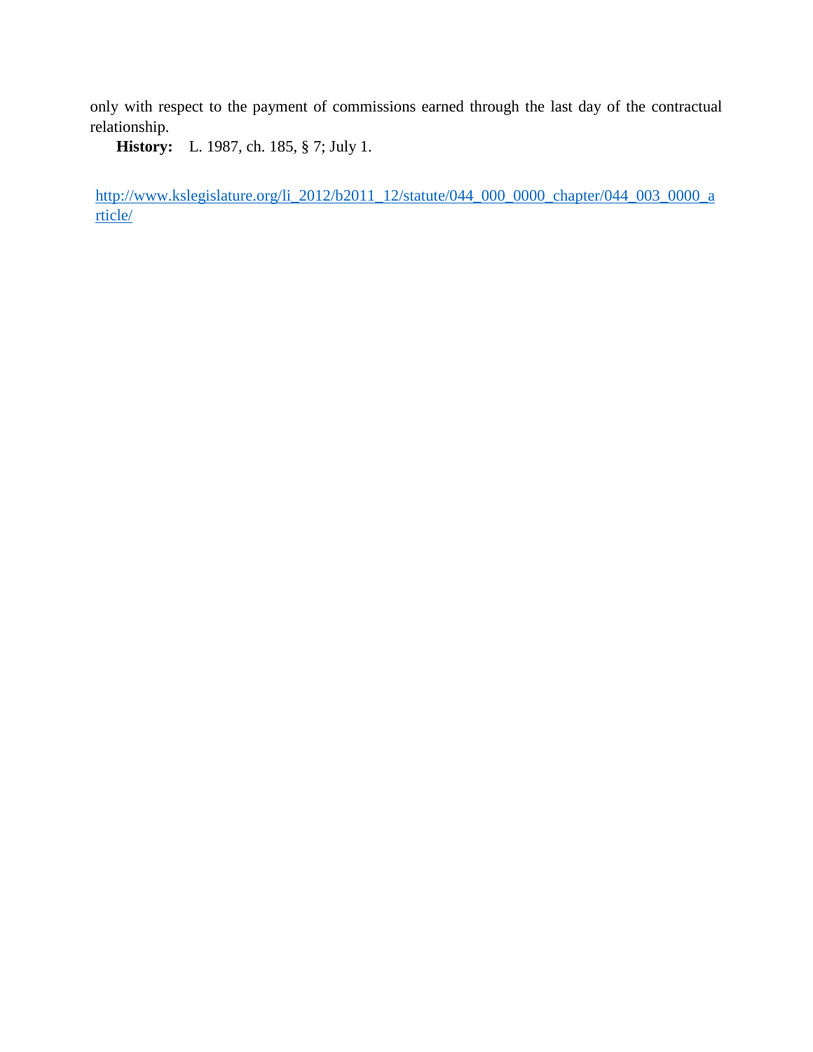only with respect to the payment of commissions earned through the last day of the contractual relationship.

**History:** L. 1987, ch. 185, § 7; July 1.

http://www.kslegislature.org/li_2012/b2011_12/statute/044_000_0000_chapter/044_003_0000_article/